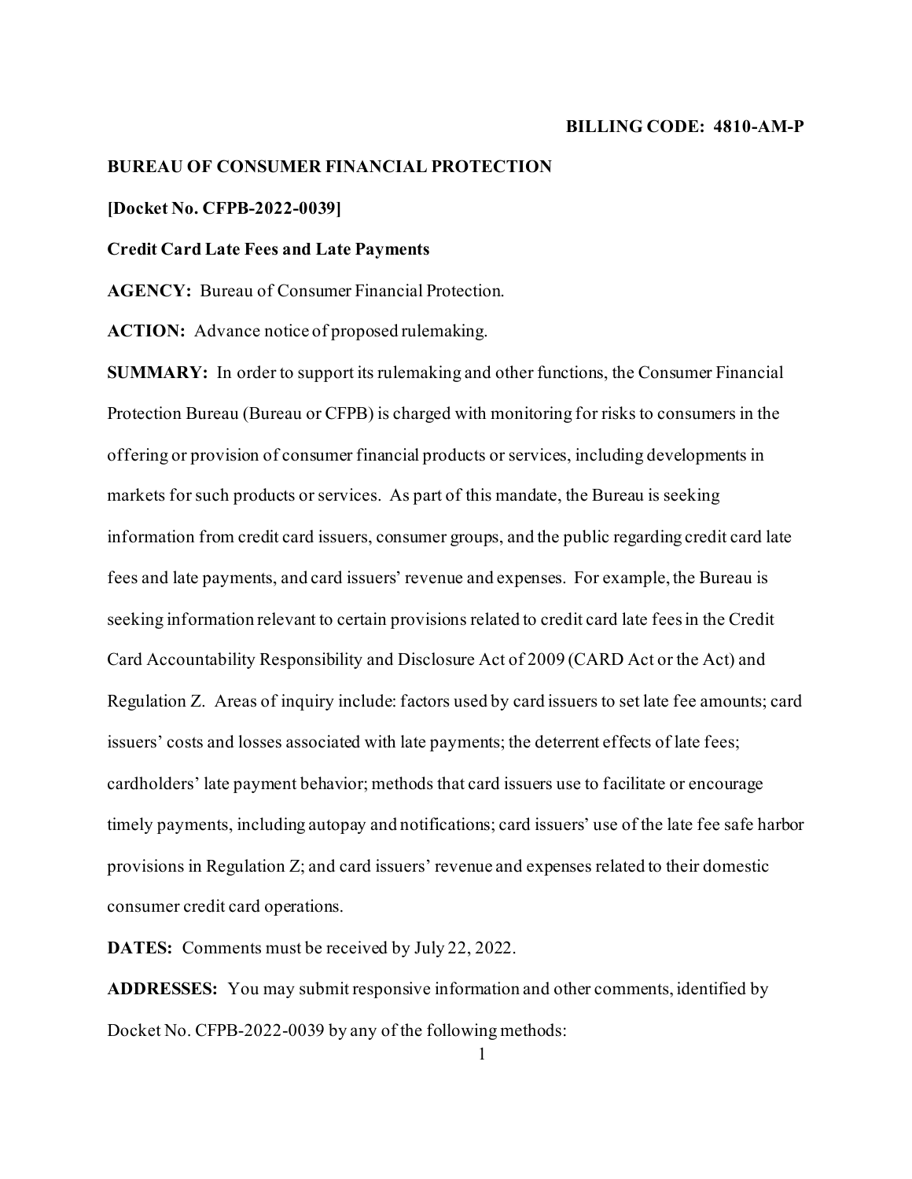**BILLING CODE: 4810-AM-P**

**BUREAU OF CONSUMER FINANCIAL PROTECTION**

**[Docket No. CFPB-2022-0039]**

**Credit Card Late Fees and Late Payments**

**AGENCY:** Bureau of Consumer Financial Protection.

**ACTION:** Advance notice of proposed rulemaking.

**SUMMARY:** In order to support its rulemaking and other functions, the Consumer Financial Protection Bureau (Bureau or CFPB) is charged with monitoring for risks to consumers in the offering or provision of consumer financial products or services, including developments in markets for such products or services. As part of this mandate, the Bureau is seeking information from credit card issuers, consumer groups, and the public regarding credit card late fees and late payments, and card issuers' revenue and expenses. For example, the Bureau is seeking information relevant to certain provisions related to credit card late fees in the Credit Card Accountability Responsibility and Disclosure Act of 2009 (CARD Act or the Act) and Regulation Z. Areas of inquiry include: factors used by card issuers to set late fee amounts; card issuers' costs and losses associated with late payments; the deterrent effects of late fees; cardholders' late payment behavior; methods that card issuers use to facilitate or encourage timely payments, including autopay and notifications; card issuers' use of the late fee safe harbor provisions in Regulation Z; and card issuers' revenue and expenses related to their domestic consumer credit card operations.

**DATES:** Comments must be received by July 22, 2022.

**ADDRESSES:** You may submit responsive information and other comments, identified by Docket No. CFPB-2022-0039 by any of the following methods: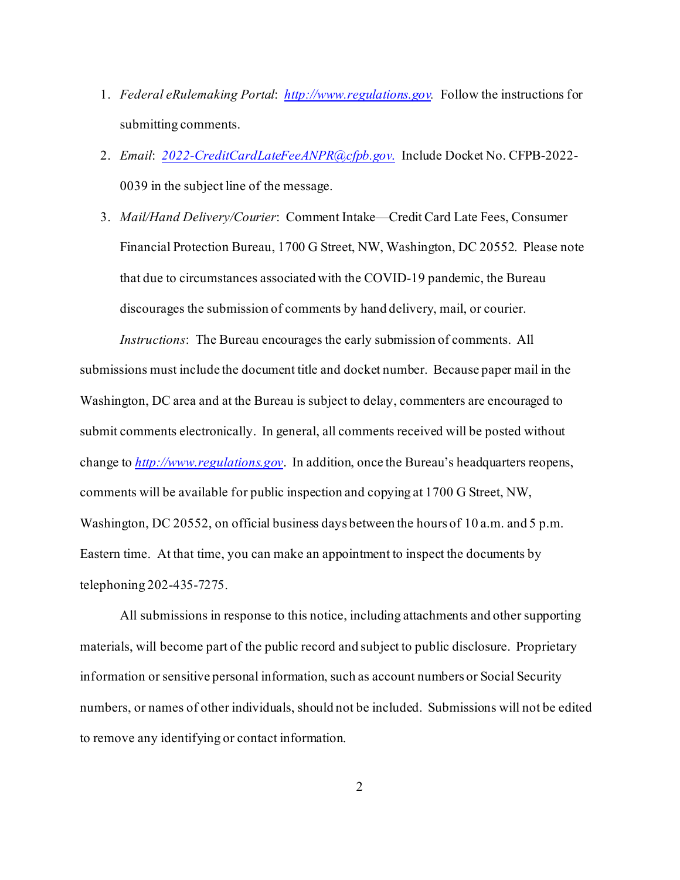1. *Federal eRulemaking Portal*: [http://www.regulations.gov](http://www.regulations.gov). Follow the instructions for submitting comments.
2. *Email*: [2022-CreditCardLateFeeANPR@cfpb.gov.](mailto:2022-CreditCardLateFeeANPR@cfpb.gov) Include Docket No. CFPB-2022-0039 in the subject line of the message.
3. *Mail/Hand Delivery/Courier*: Comment Intake—Credit Card Late Fees, Consumer Financial Protection Bureau, 1700 G Street, NW, Washington, DC 20552. Please note that due to circumstances associated with the COVID-19 pandemic, the Bureau discourages the submission of comments by hand delivery, mail, or courier.

*Instructions*: The Bureau encourages the early submission of comments. All submissions must include the document title and docket number. Because paper mail in the Washington, DC area and at the Bureau is subject to delay, commenters are encouraged to submit comments electronically. In general, all comments received will be posted without change to [http://www.regulations.gov](http://www.regulations.gov). In addition, once the Bureau's headquarters reopens, comments will be available for public inspection and copying at 1700 G Street, NW, Washington, DC 20552, on official business days between the hours of 10 a.m. and 5 p.m. Eastern time. At that time, you can make an appointment to inspect the documents by telephoning 202-435-7275.

All submissions in response to this notice, including attachments and other supporting materials, will become part of the public record and subject to public disclosure. Proprietary information or sensitive personal information, such as account numbers or Social Security numbers, or names of other individuals, should not be included. Submissions will not be edited to remove any identifying or contact information.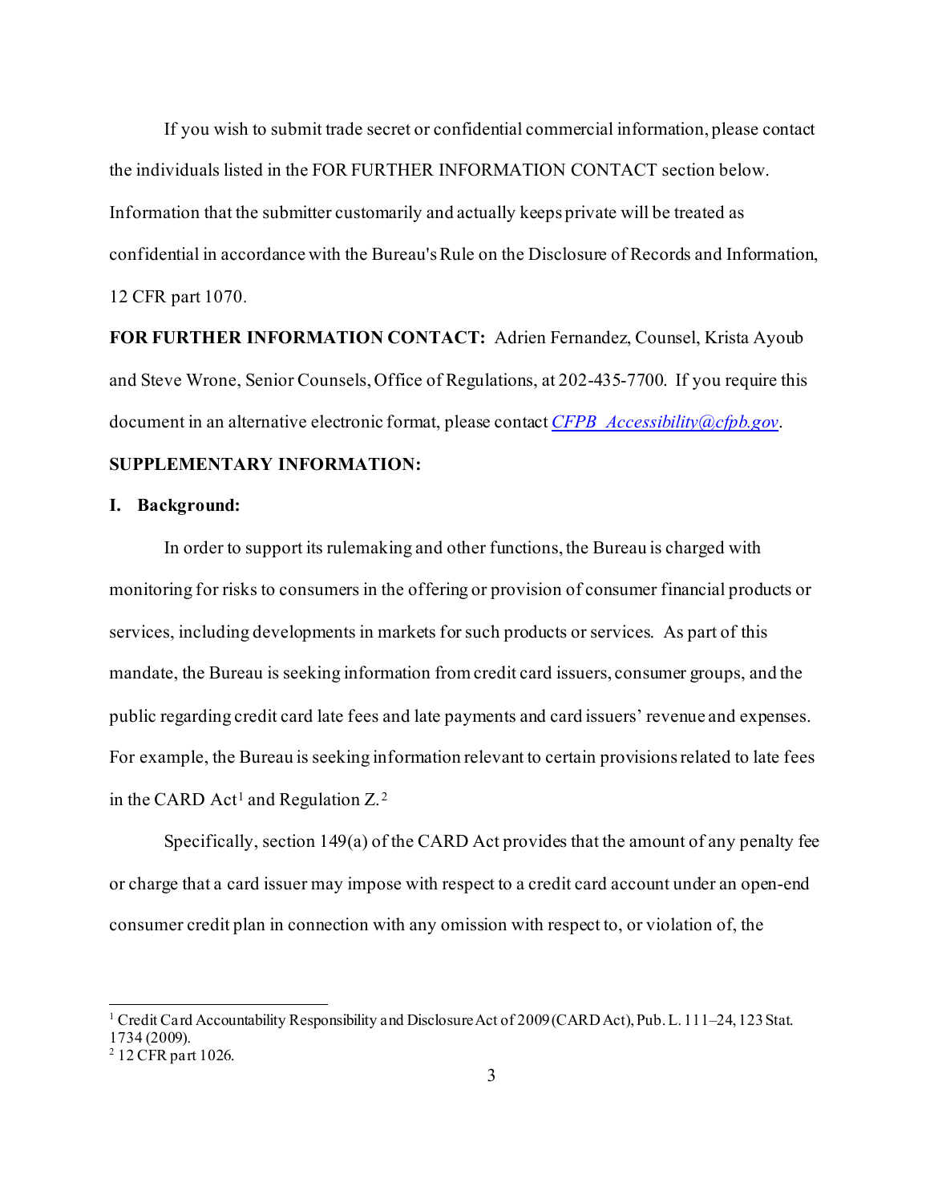If you wish to submit trade secret or confidential commercial information, please contact the individuals listed in the FOR FURTHER INFORMATION CONTACT section below. Information that the submitter customarily and actually keeps private will be treated as confidential in accordance with the Bureau's Rule on the Disclosure of Records and Information, 12 CFR part 1070.

**FOR FURTHER INFORMATION CONTACT:** Adrien Fernandez, Counsel, Krista Ayoub and Steve Wrone, Senior Counsels, Office of Regulations, at 202-435-7700. If you require this document in an alternative electronic format, please contact *CFPB_Accessibility@cfpb.gov*.

**SUPPLEMENTARY INFORMATION:**

**I. Background:**

In order to support its rulemaking and other functions, the Bureau is charged with monitoring for risks to consumers in the offering or provision of consumer financial products or services, including developments in markets for such products or services. As part of this mandate, the Bureau is seeking information from credit card issuers, consumer groups, and the public regarding credit card late fees and late payments and card issuers' revenue and expenses. For example, the Bureau is seeking information relevant to certain provisions related to late fees in the CARD Act[1] and Regulation Z.[2]

Specifically, section 149(a) of the CARD Act provides that the amount of any penalty fee or charge that a card issuer may impose with respect to a credit card account under an open-end consumer credit plan in connection with any omission with respect to, or violation of, the

[1] Credit Card Accountability Responsibility and Disclosure Act of 2009 (CARD Act), Pub. L. 111–24, 123 Stat. 1734 (2009).

[2] 12 CFR part 1026.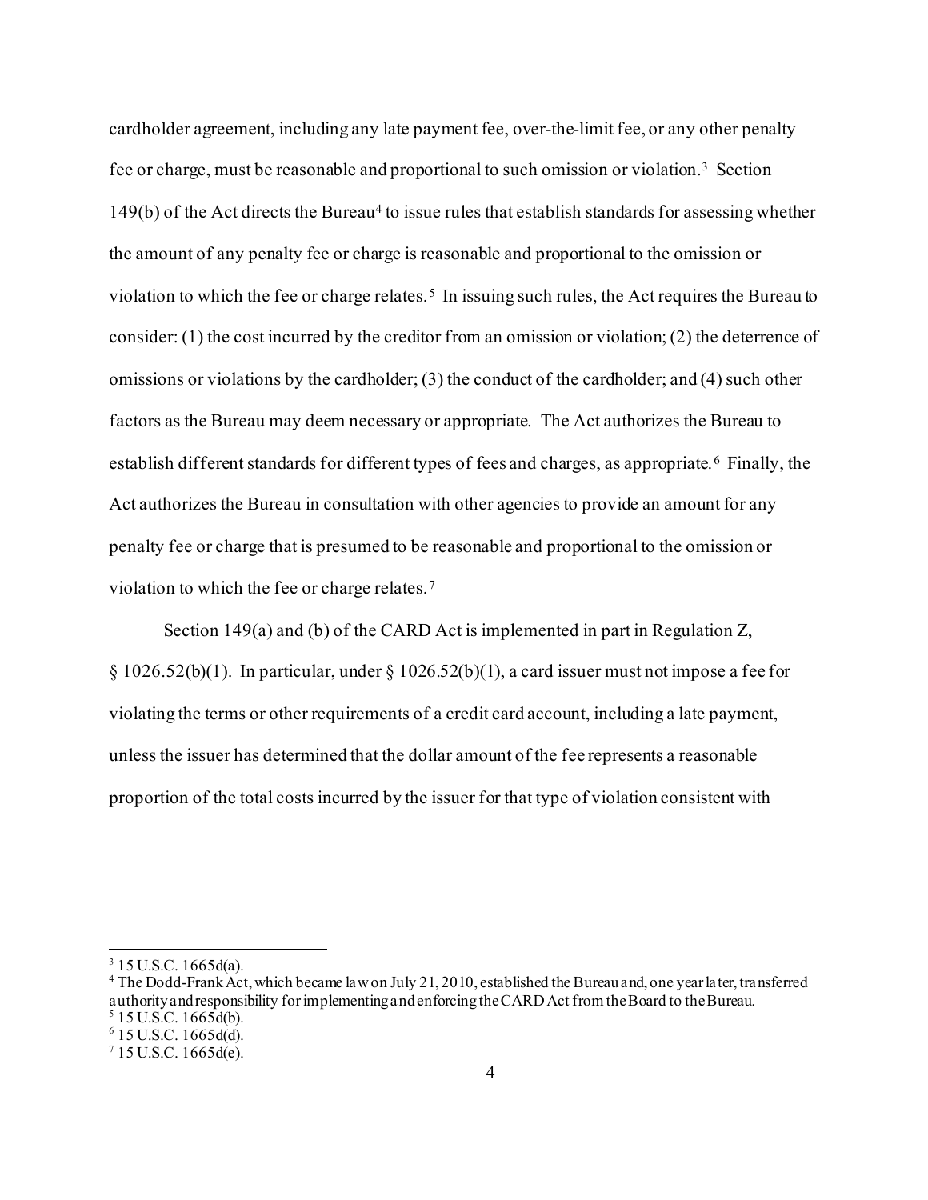cardholder agreement, including any late payment fee, over-the-limit fee, or any other penalty fee or charge, must be reasonable and proportional to such omission or violation.[3] Section 149(b) of the Act directs the Bureau[4] to issue rules that establish standards for assessing whether the amount of any penalty fee or charge is reasonable and proportional to the omission or violation to which the fee or charge relates.[5] In issuing such rules, the Act requires the Bureau to consider: (1) the cost incurred by the creditor from an omission or violation; (2) the deterrence of omissions or violations by the cardholder; (3) the conduct of the cardholder; and (4) such other factors as the Bureau may deem necessary or appropriate. The Act authorizes the Bureau to establish different standards for different types of fees and charges, as appropriate.[6] Finally, the Act authorizes the Bureau in consultation with other agencies to provide an amount for any penalty fee or charge that is presumed to be reasonable and proportional to the omission or violation to which the fee or charge relates.[7]

Section 149(a) and (b) of the CARD Act is implemented in part in Regulation Z, § 1026.52(b)(1). In particular, under § 1026.52(b)(1), a card issuer must not impose a fee for violating the terms or other requirements of a credit card account, including a late payment, unless the issuer has determined that the dollar amount of the fee represents a reasonable proportion of the total costs incurred by the issuer for that type of violation consistent with

---

[3] 15 U.S.C. 1665d(a).

[4] The Dodd-Frank Act, which became law on July 21, 2010, established the Bureau and, one year later, transferred authority and responsibility for implementing and enforcing the CARD Act from the Board to the Bureau.

[5] 15 U.S.C. 1665d(b).

[6] 15 U.S.C. 1665d(d).

[7] 15 U.S.C. 1665d(e).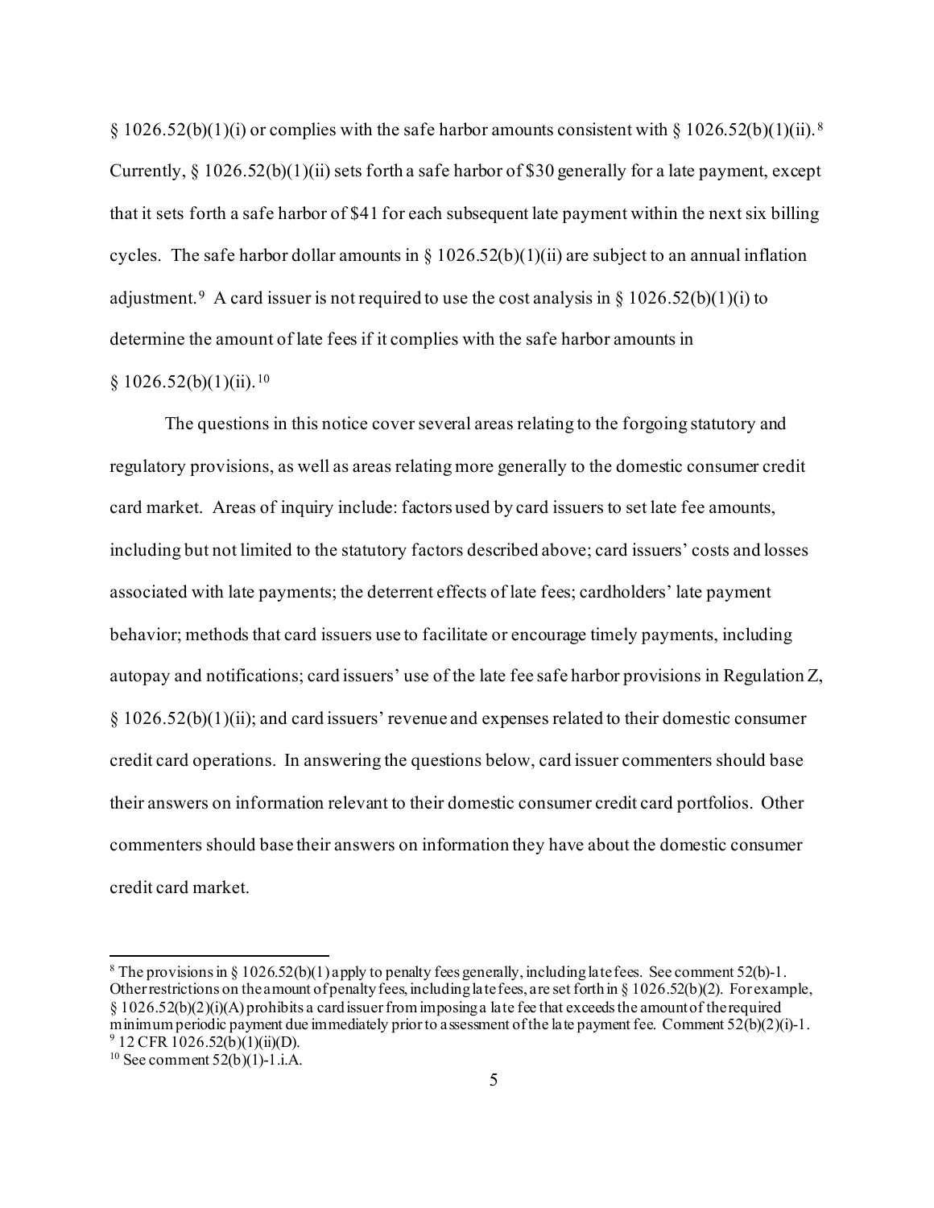§ 1026.52(b)(1)(i) or complies with the safe harbor amounts consistent with § 1026.52(b)(1)(ii).[8] Currently, § 1026.52(b)(1)(ii) sets forth a safe harbor of $30 generally for a late payment, except that it sets forth a safe harbor of $41 for each subsequent late payment within the next six billing cycles. The safe harbor dollar amounts in § 1026.52(b)(1)(ii) are subject to an annual inflation adjustment.[9] A card issuer is not required to use the cost analysis in § 1026.52(b)(1)(i) to determine the amount of late fees if it complies with the safe harbor amounts in § 1026.52(b)(1)(ii).[10]

The questions in this notice cover several areas relating to the forgoing statutory and regulatory provisions, as well as areas relating more generally to the domestic consumer credit card market. Areas of inquiry include: factors used by card issuers to set late fee amounts, including but not limited to the statutory factors described above; card issuers' costs and losses associated with late payments; the deterrent effects of late fees; cardholders' late payment behavior; methods that card issuers use to facilitate or encourage timely payments, including autopay and notifications; card issuers' use of the late fee safe harbor provisions in Regulation Z, § 1026.52(b)(1)(ii); and card issuers' revenue and expenses related to their domestic consumer credit card operations. In answering the questions below, card issuer commenters should base their answers on information relevant to their domestic consumer credit card portfolios. Other commenters should base their answers on information they have about the domestic consumer credit card market.

---

[8] The provisions in § 1026.52(b)(1) apply to penalty fees generally, including late fees. See comment 52(b)-1. Other restrictions on the amount of penalty fees, including late fees, are set forth in § 1026.52(b)(2). For example, § 1026.52(b)(2)(i)(A) prohibits a card issuer from imposing a late fee that exceeds the amount of the required minimum periodic payment due immediately prior to assessment of the late payment fee. Comment 52(b)(2)(i)-1.

[9] 12 CFR 1026.52(b)(1)(ii)(D).

[10] See comment 52(b)(1)-1.i.A.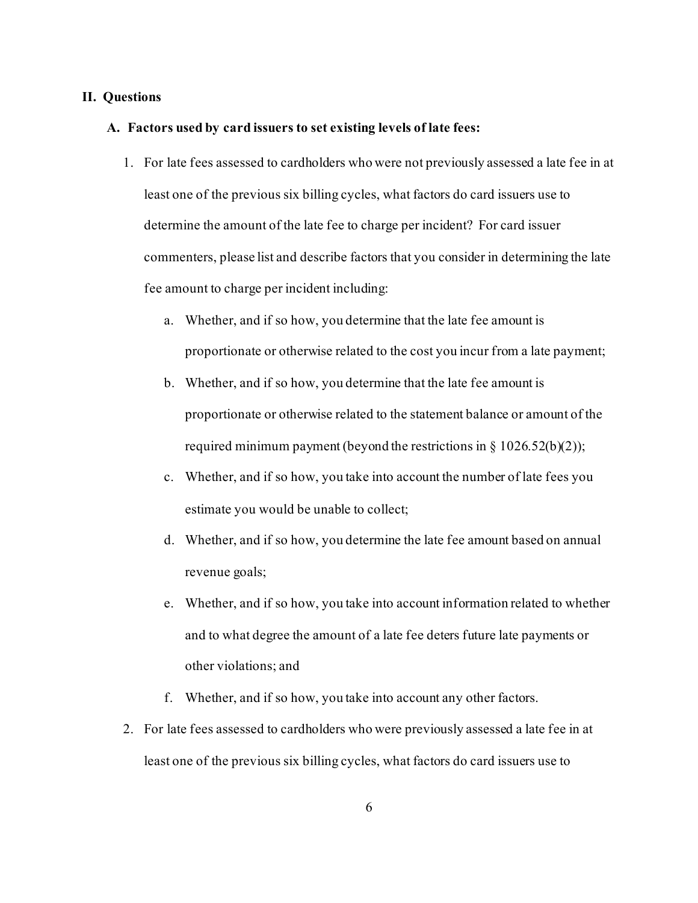## II. Questions

### A. Factors used by card issuers to set existing levels of late fees:

1. For late fees assessed to cardholders who were not previously assessed a late fee in at least one of the previous six billing cycles, what factors do card issuers use to determine the amount of the late fee to charge per incident? For card issuer commenters, please list and describe factors that you consider in determining the late fee amount to charge per incident including:

   a. Whether, and if so how, you determine that the late fee amount is proportionate or otherwise related to the cost you incur from a late payment;

   b. Whether, and if so how, you determine that the late fee amount is proportionate or otherwise related to the statement balance or amount of the required minimum payment (beyond the restrictions in § 1026.52(b)(2));

   c. Whether, and if so how, you take into account the number of late fees you estimate you would be unable to collect;

   d. Whether, and if so how, you determine the late fee amount based on annual revenue goals;

   e. Whether, and if so how, you take into account information related to whether and to what degree the amount of a late fee deters future late payments or other violations; and

   f. Whether, and if so how, you take into account any other factors.

2. For late fees assessed to cardholders who were previously assessed a late fee in at least one of the previous six billing cycles, what factors do card issuers use to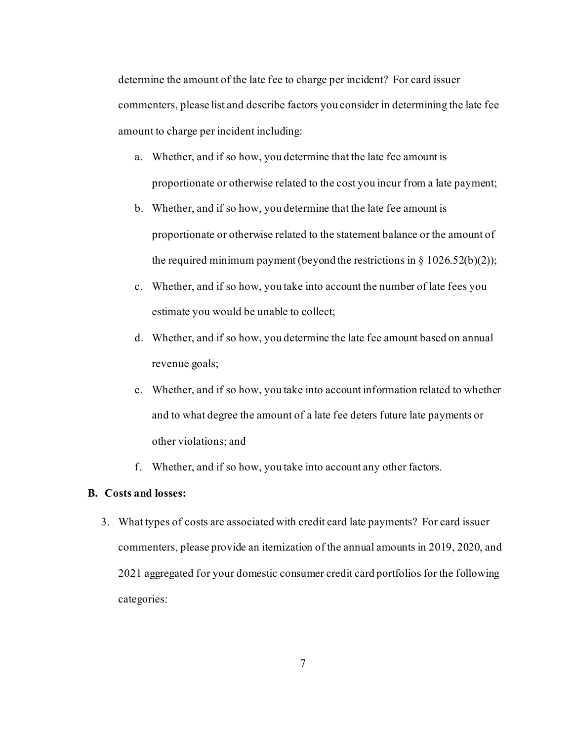determine the amount of the late fee to charge per incident? For card issuer commenters, please list and describe factors you consider in determining the late fee amount to charge per incident including:

a. Whether, and if so how, you determine that the late fee amount is proportionate or otherwise related to the cost you incur from a late payment;

b. Whether, and if so how, you determine that the late fee amount is proportionate or otherwise related to the statement balance or the amount of the required minimum payment (beyond the restrictions in § 1026.52(b)(2));

c. Whether, and if so how, you take into account the number of late fees you estimate you would be unable to collect;

d. Whether, and if so how, you determine the late fee amount based on annual revenue goals;

e. Whether, and if so how, you take into account information related to whether and to what degree the amount of a late fee deters future late payments or other violations; and

f. Whether, and if so how, you take into account any other factors.

**B. Costs and losses:**

3. What types of costs are associated with credit card late payments? For card issuer commenters, please provide an itemization of the annual amounts in 2019, 2020, and 2021 aggregated for your domestic consumer credit card portfolios for the following categories: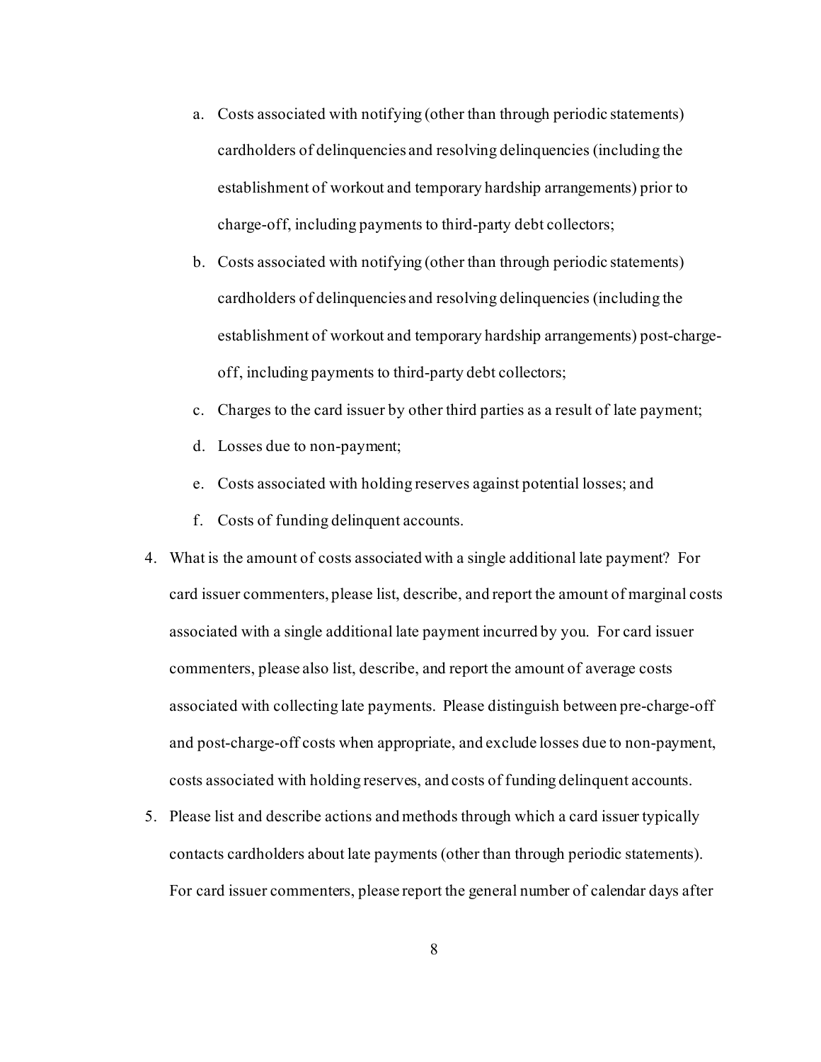a. Costs associated with notifying (other than through periodic statements) cardholders of delinquencies and resolving delinquencies (including the establishment of workout and temporary hardship arrangements) prior to charge-off, including payments to third-party debt collectors;
b. Costs associated with notifying (other than through periodic statements) cardholders of delinquencies and resolving delinquencies (including the establishment of workout and temporary hardship arrangements) post-charge-off, including payments to third-party debt collectors;
c. Charges to the card issuer by other third parties as a result of late payment;
d. Losses due to non-payment;
e. Costs associated with holding reserves against potential losses; and
f. Costs of funding delinquent accounts.

4. What is the amount of costs associated with a single additional late payment? For card issuer commenters, please list, describe, and report the amount of marginal costs associated with a single additional late payment incurred by you. For card issuer commenters, please also list, describe, and report the amount of average costs associated with collecting late payments. Please distinguish between pre-charge-off and post-charge-off costs when appropriate, and exclude losses due to non-payment, costs associated with holding reserves, and costs of funding delinquent accounts.
5. Please list and describe actions and methods through which a card issuer typically contacts cardholders about late payments (other than through periodic statements). For card issuer commenters, please report the general number of calendar days after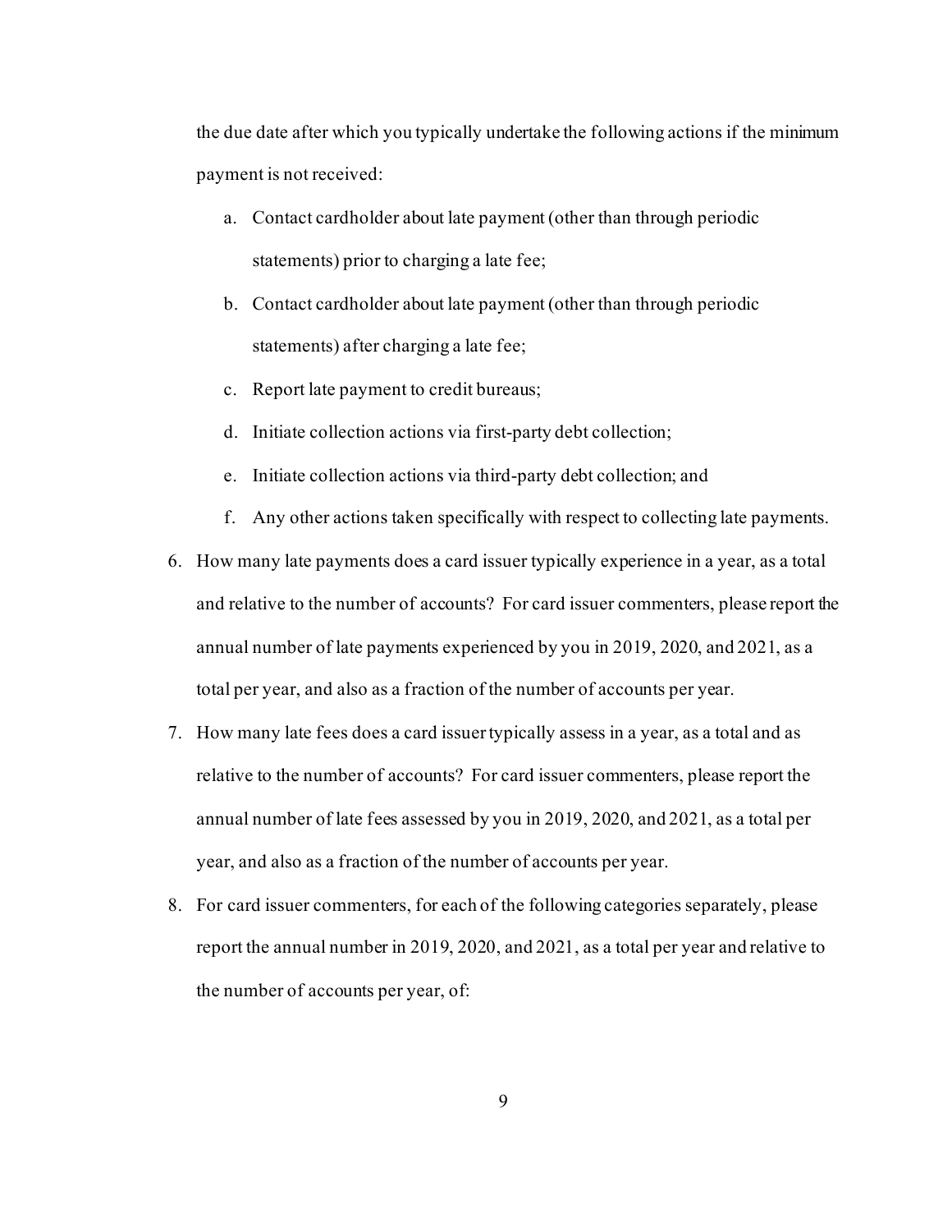the due date after which you typically undertake the following actions if the minimum payment is not received:

a. Contact cardholder about late payment (other than through periodic statements) prior to charging a late fee;
b. Contact cardholder about late payment (other than through periodic statements) after charging a late fee;
c. Report late payment to credit bureaus;
d. Initiate collection actions via first-party debt collection;
e. Initiate collection actions via third-party debt collection; and
f. Any other actions taken specifically with respect to collecting late payments.

6. How many late payments does a card issuer typically experience in a year, as a total and relative to the number of accounts? For card issuer commenters, please report the annual number of late payments experienced by you in 2019, 2020, and 2021, as a total per year, and also as a fraction of the number of accounts per year.
7. How many late fees does a card issuer typically assess in a year, as a total and as relative to the number of accounts? For card issuer commenters, please report the annual number of late fees assessed by you in 2019, 2020, and 2021, as a total per year, and also as a fraction of the number of accounts per year.
8. For card issuer commenters, for each of the following categories separately, please report the annual number in 2019, 2020, and 2021, as a total per year and relative to the number of accounts per year, of: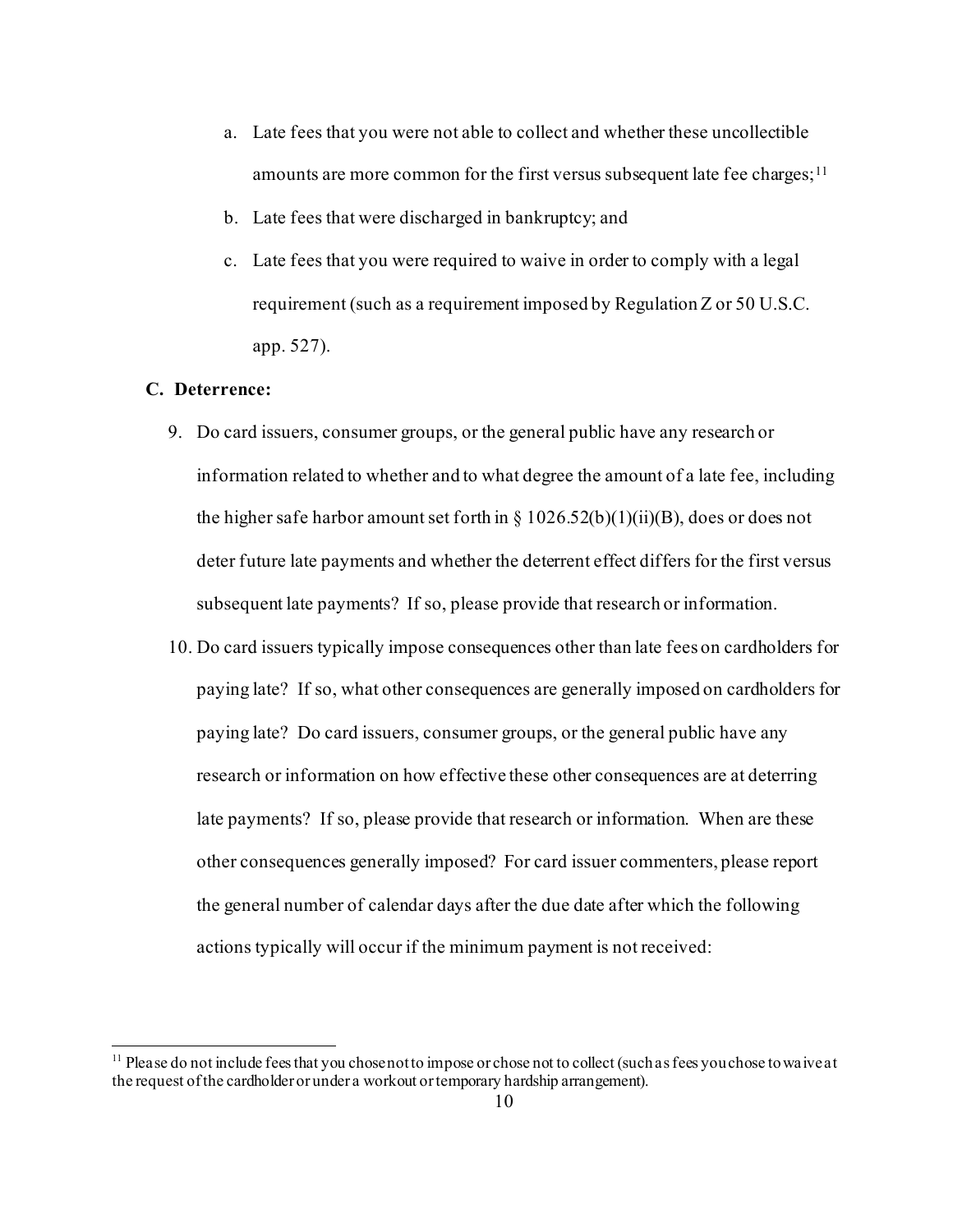a. Late fees that you were not able to collect and whether these uncollectible amounts are more common for the first versus subsequent late fee charges;[11]
b. Late fees that were discharged in bankruptcy; and
c. Late fees that you were required to waive in order to comply with a legal requirement (such as a requirement imposed by Regulation Z or 50 U.S.C. app. 527).

**C. Deterrence:**

9. Do card issuers, consumer groups, or the general public have any research or information related to whether and to what degree the amount of a late fee, including the higher safe harbor amount set forth in § 1026.52(b)(1)(ii)(B), does or does not deter future late payments and whether the deterrent effect differs for the first versus subsequent late payments? If so, please provide that research or information.

10. Do card issuers typically impose consequences other than late fees on cardholders for paying late? If so, what other consequences are generally imposed on cardholders for paying late? Do card issuers, consumer groups, or the general public have any research or information on how effective these other consequences are at deterring late payments? If so, please provide that research or information. When are these other consequences generally imposed? For card issuer commenters, please report the general number of calendar days after the due date after which the following actions typically will occur if the minimum payment is not received:

[11] Please do not include fees that you chose not to impose or chose not to collect (such as fees you chose to waive at the request of the cardholder or under a workout or temporary hardship arrangement).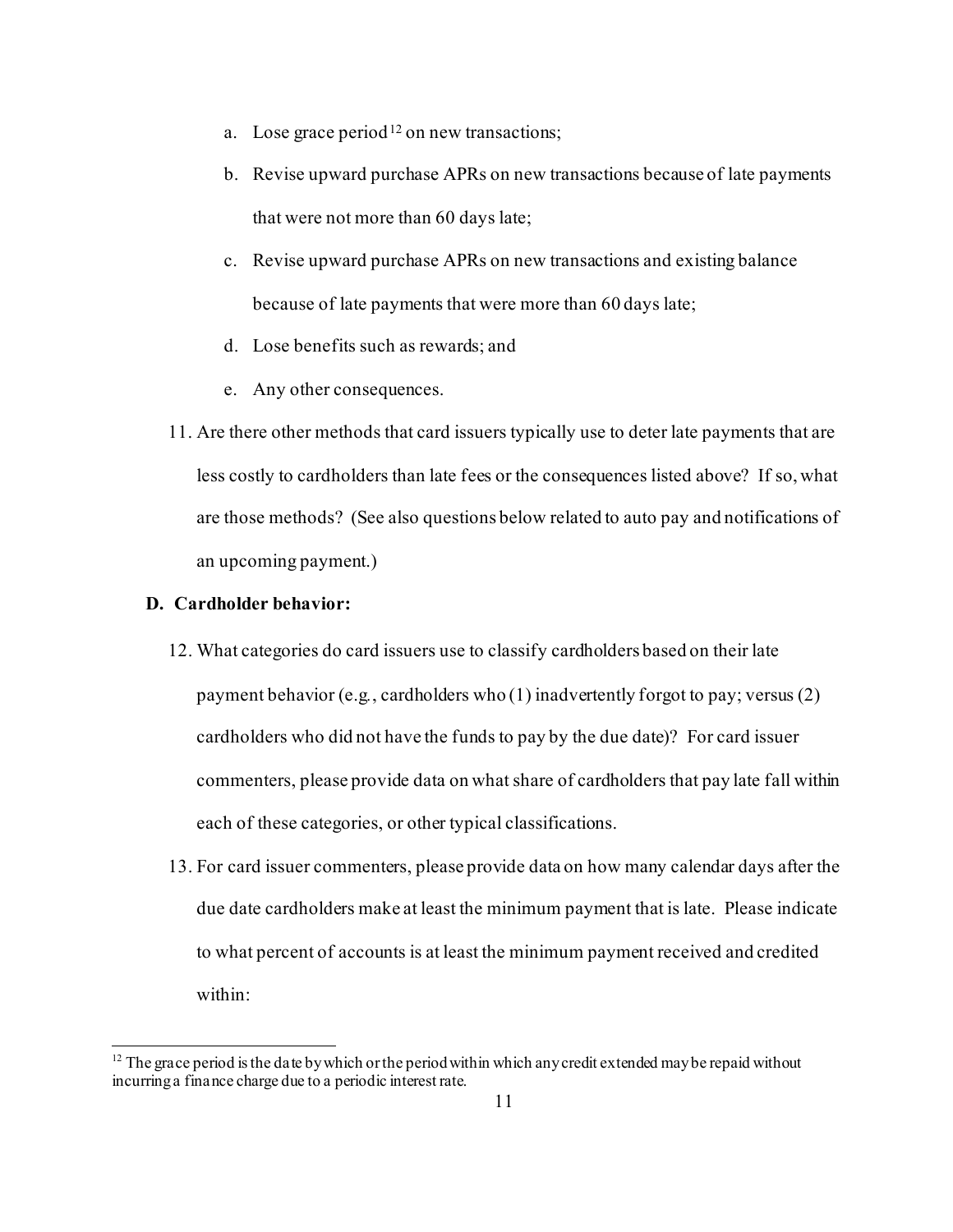a. Lose grace period[12] on new transactions;
b. Revise upward purchase APRs on new transactions because of late payments that were not more than 60 days late;
c. Revise upward purchase APRs on new transactions and existing balance because of late payments that were more than 60 days late;
d. Lose benefits such as rewards; and
e. Any other consequences.

11. Are there other methods that card issuers typically use to deter late payments that are less costly to cardholders than late fees or the consequences listed above? If so, what are those methods? (See also questions below related to auto pay and notifications of an upcoming payment.)

**D. Cardholder behavior:**

12. What categories do card issuers use to classify cardholders based on their late payment behavior (e.g., cardholders who (1) inadvertently forgot to pay; versus (2) cardholders who did not have the funds to pay by the due date)? For card issuer commenters, please provide data on what share of cardholders that pay late fall within each of these categories, or other typical classifications.
13. For card issuer commenters, please provide data on how many calendar days after the due date cardholders make at least the minimum payment that is late. Please indicate to what percent of accounts is at least the minimum payment received and credited within:

[12] The grace period is the date by which or the period within which any credit extended may be repaid without incurring a finance charge due to a periodic interest rate.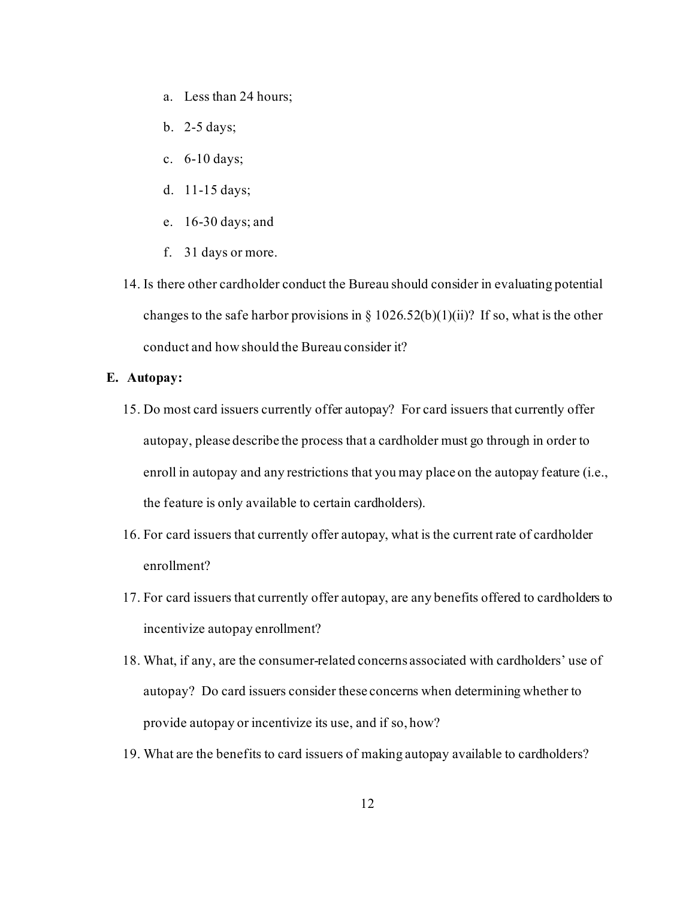a. Less than 24 hours;

b. 2-5 days;

c. 6-10 days;

d. 11-15 days;

e. 16-30 days; and

f. 31 days or more.

14. Is there other cardholder conduct the Bureau should consider in evaluating potential changes to the safe harbor provisions in § 1026.52(b)(1)(ii)? If so, what is the other conduct and how should the Bureau consider it?

**E. Autopay:**

15. Do most card issuers currently offer autopay? For card issuers that currently offer autopay, please describe the process that a cardholder must go through in order to enroll in autopay and any restrictions that you may place on the autopay feature (i.e., the feature is only available to certain cardholders).
16. For card issuers that currently offer autopay, what is the current rate of cardholder enrollment?
17. For card issuers that currently offer autopay, are any benefits offered to cardholders to incentivize autopay enrollment?
18. What, if any, are the consumer-related concerns associated with cardholders' use of autopay? Do card issuers consider these concerns when determining whether to provide autopay or incentivize its use, and if so, how?
19. What are the benefits to card issuers of making autopay available to cardholders?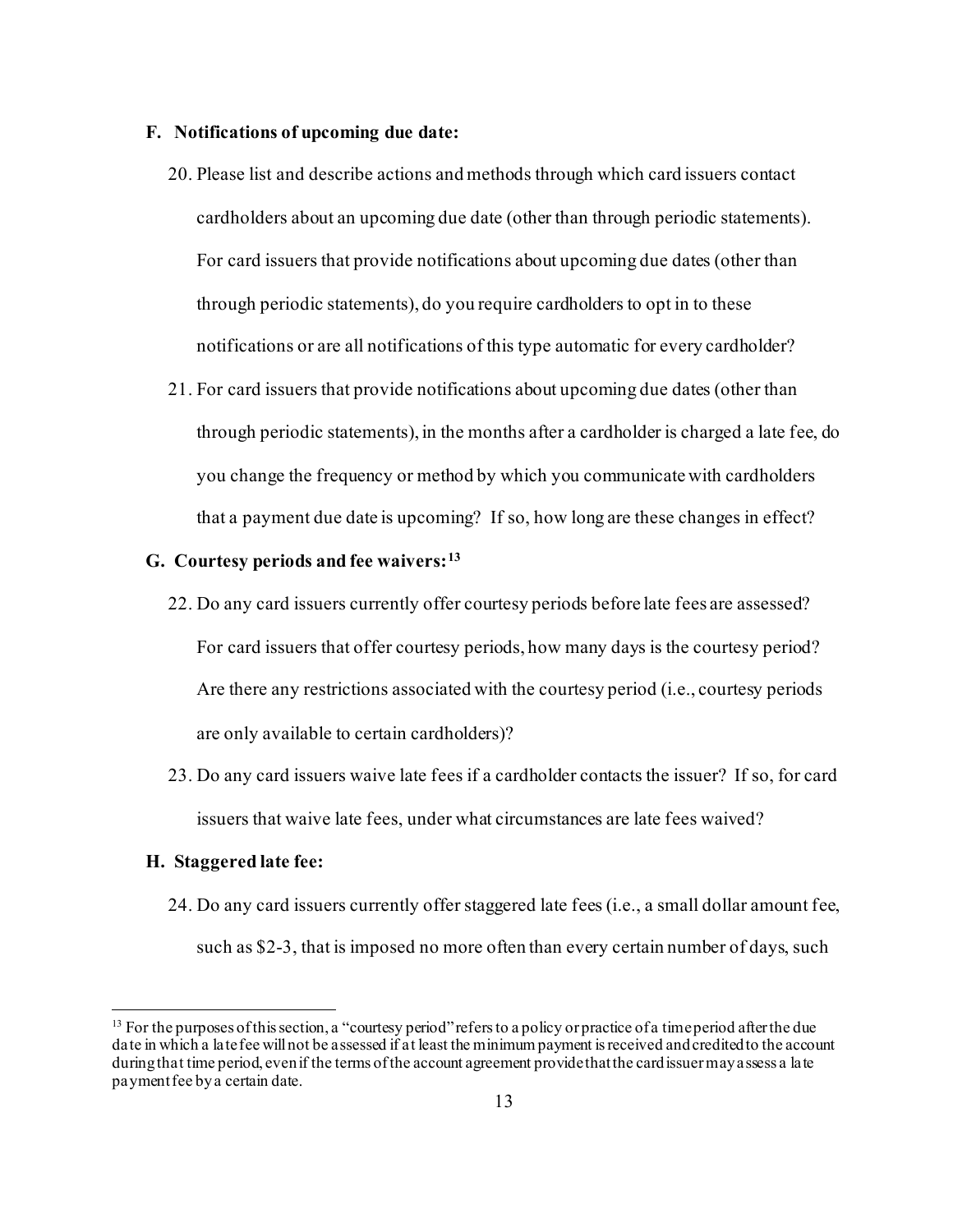**F. Notifications of upcoming due date:**

20. Please list and describe actions and methods through which card issuers contact cardholders about an upcoming due date (other than through periodic statements). For card issuers that provide notifications about upcoming due dates (other than through periodic statements), do you require cardholders to opt in to these notifications or are all notifications of this type automatic for every cardholder?

21. For card issuers that provide notifications about upcoming due dates (other than through periodic statements), in the months after a cardholder is charged a late fee, do you change the frequency or method by which you communicate with cardholders that a payment due date is upcoming? If so, how long are these changes in effect?

**G. Courtesy periods and fee waivers:**[13]

22. Do any card issuers currently offer courtesy periods before late fees are assessed? For card issuers that offer courtesy periods, how many days is the courtesy period? Are there any restrictions associated with the courtesy period (i.e., courtesy periods are only available to certain cardholders)?

23. Do any card issuers waive late fees if a cardholder contacts the issuer? If so, for card issuers that waive late fees, under what circumstances are late fees waived?

**H. Staggered late fee:**

24. Do any card issuers currently offer staggered late fees (i.e., a small dollar amount fee, such as $2-3, that is imposed no more often than every certain number of days, such

---

[13] For the purposes of this section, a "courtesy period" refers to a policy or practice of a time period after the due date in which a late fee will not be assessed if at least the minimum payment is received and credited to the account during that time period, even if the terms of the account agreement provide that the card issuer may assess a late payment fee by a certain date.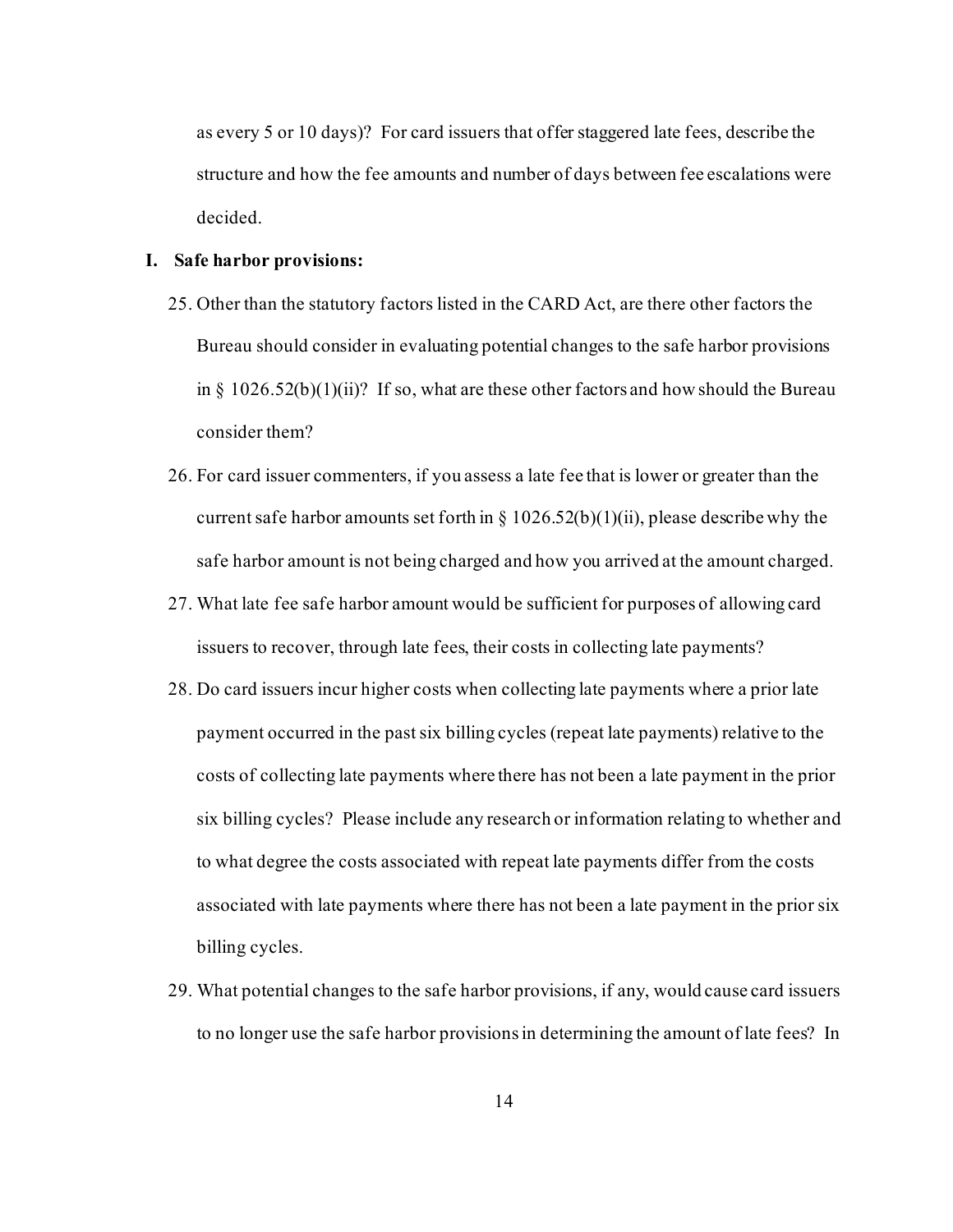as every 5 or 10 days)? For card issuers that offer staggered late fees, describe the structure and how the fee amounts and number of days between fee escalations were decided.

## I. Safe harbor provisions:

25. Other than the statutory factors listed in the CARD Act, are there other factors the Bureau should consider in evaluating potential changes to the safe harbor provisions in § 1026.52(b)(1)(ii)? If so, what are these other factors and how should the Bureau consider them?
26. For card issuer commenters, if you assess a late fee that is lower or greater than the current safe harbor amounts set forth in § 1026.52(b)(1)(ii), please describe why the safe harbor amount is not being charged and how you arrived at the amount charged.
27. What late fee safe harbor amount would be sufficient for purposes of allowing card issuers to recover, through late fees, their costs in collecting late payments?
28. Do card issuers incur higher costs when collecting late payments where a prior late payment occurred in the past six billing cycles (repeat late payments) relative to the costs of collecting late payments where there has not been a late payment in the prior six billing cycles? Please include any research or information relating to whether and to what degree the costs associated with repeat late payments differ from the costs associated with late payments where there has not been a late payment in the prior six billing cycles.
29. What potential changes to the safe harbor provisions, if any, would cause card issuers to no longer use the safe harbor provisions in determining the amount of late fees? In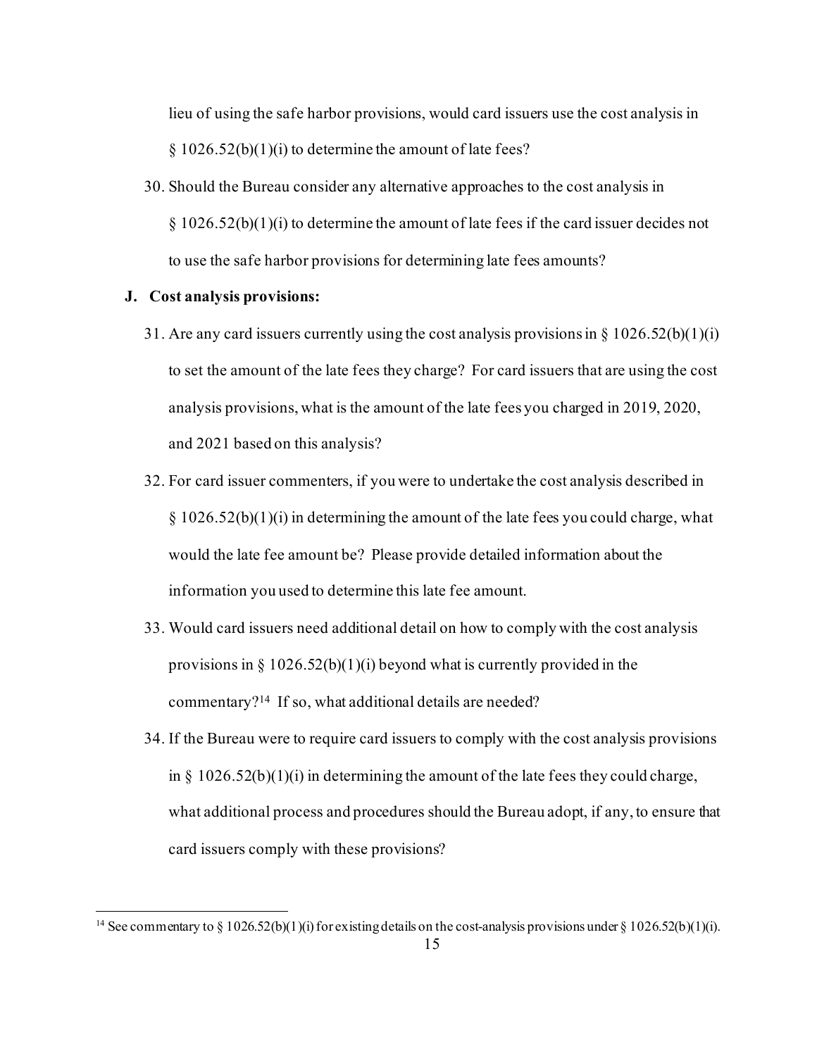lieu of using the safe harbor provisions, would card issuers use the cost analysis in § 1026.52(b)(1)(i) to determine the amount of late fees?

30. Should the Bureau consider any alternative approaches to the cost analysis in § 1026.52(b)(1)(i) to determine the amount of late fees if the card issuer decides not to use the safe harbor provisions for determining late fees amounts?

**J. Cost analysis provisions:**

31. Are any card issuers currently using the cost analysis provisions in § 1026.52(b)(1)(i) to set the amount of the late fees they charge? For card issuers that are using the cost analysis provisions, what is the amount of the late fees you charged in 2019, 2020, and 2021 based on this analysis?
32. For card issuer commenters, if you were to undertake the cost analysis described in § 1026.52(b)(1)(i) in determining the amount of the late fees you could charge, what would the late fee amount be? Please provide detailed information about the information you used to determine this late fee amount.
33. Would card issuers need additional detail on how to comply with the cost analysis provisions in § 1026.52(b)(1)(i) beyond what is currently provided in the commentary?[14] If so, what additional details are needed?
34. If the Bureau were to require card issuers to comply with the cost analysis provisions in § 1026.52(b)(1)(i) in determining the amount of the late fees they could charge, what additional process and procedures should the Bureau adopt, if any, to ensure that card issuers comply with these provisions?

[14] See commentary to § 1026.52(b)(1)(i) for existing details on the cost-analysis provisions under § 1026.52(b)(1)(i).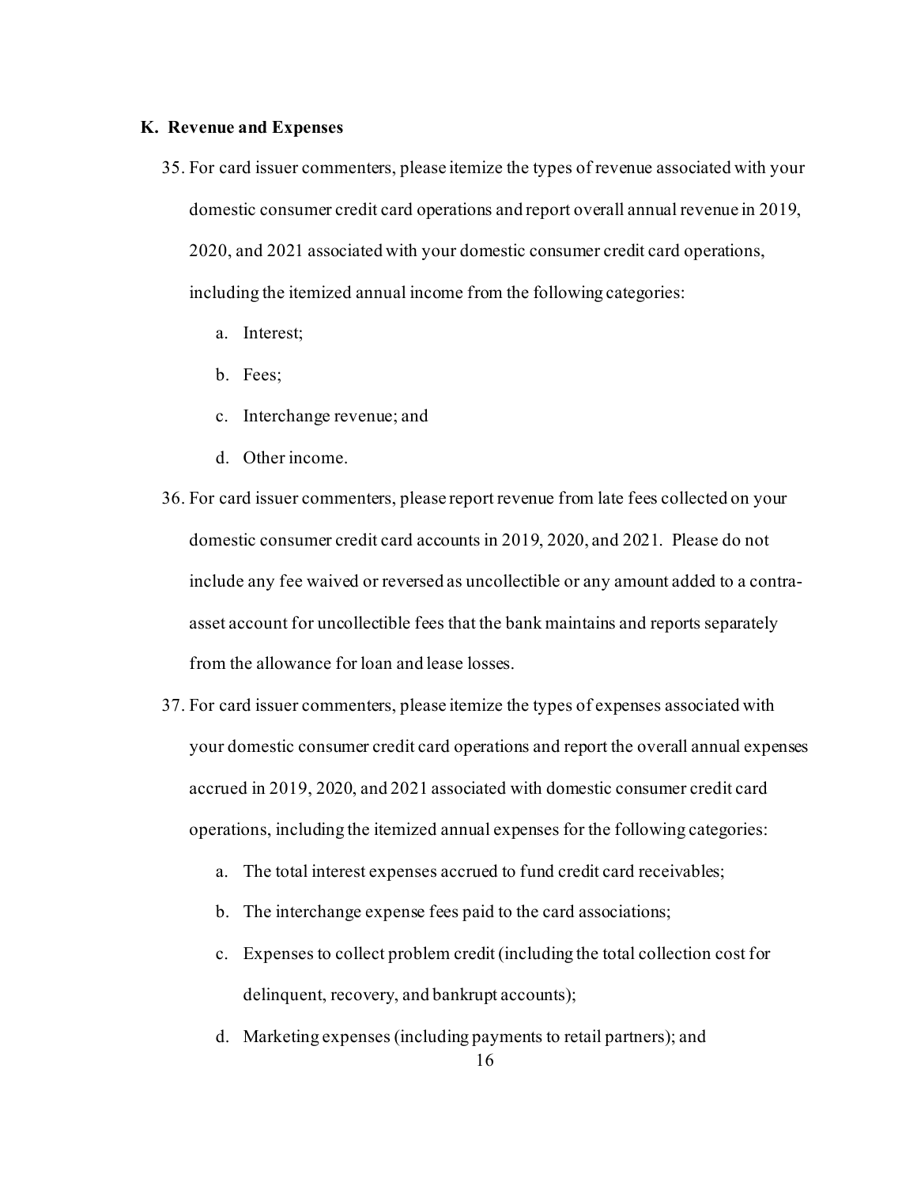## K. Revenue and Expenses

35. For card issuer commenters, please itemize the types of revenue associated with your domestic consumer credit card operations and report overall annual revenue in 2019, 2020, and 2021 associated with your domestic consumer credit card operations, including the itemized annual income from the following categories:
    a. Interest;
    b. Fees;
    c. Interchange revenue; and
    d. Other income.
36. For card issuer commenters, please report revenue from late fees collected on your domestic consumer credit card accounts in 2019, 2020, and 2021. Please do not include any fee waived or reversed as uncollectible or any amount added to a contra-asset account for uncollectible fees that the bank maintains and reports separately from the allowance for loan and lease losses.
37. For card issuer commenters, please itemize the types of expenses associated with your domestic consumer credit card operations and report the overall annual expenses accrued in 2019, 2020, and 2021 associated with domestic consumer credit card operations, including the itemized annual expenses for the following categories:
    a. The total interest expenses accrued to fund credit card receivables;
    b. The interchange expense fees paid to the card associations;
    c. Expenses to collect problem credit (including the total collection cost for delinquent, recovery, and bankrupt accounts);
    d. Marketing expenses (including payments to retail partners); and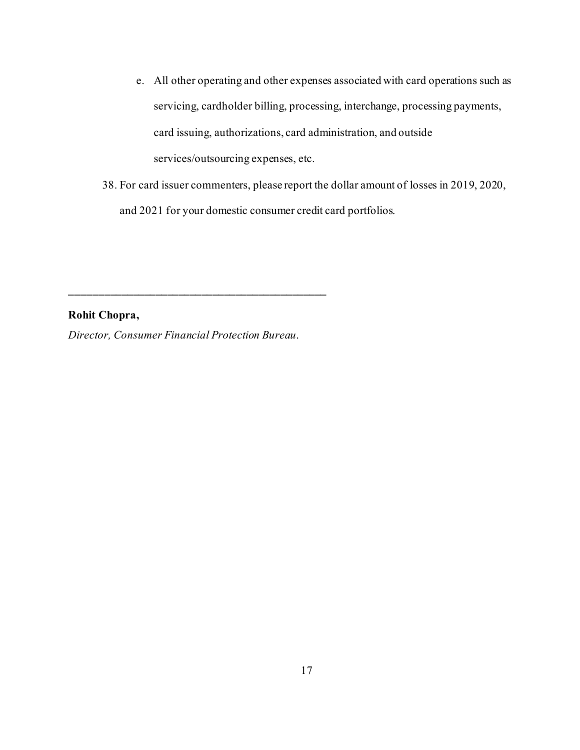e. All other operating and other expenses associated with card operations such as servicing, cardholder billing, processing, interchange, processing payments, card issuing, authorizations, card administration, and outside services/outsourcing expenses, etc.

38. For card issuer commenters, please report the dollar amount of losses in 2019, 2020, and 2021 for your domestic consumer credit card portfolios.

_______________________________________________

**Rohit Chopra,**

*Director, Consumer Financial Protection Bureau*.